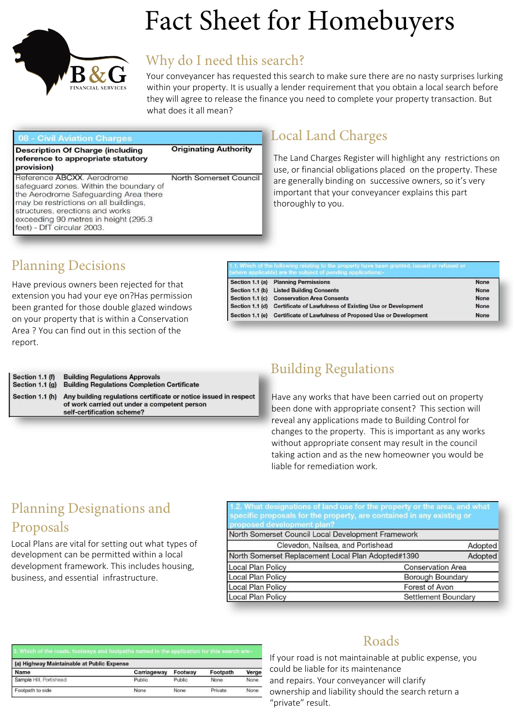B&G FINANCIAL SERVICES

# Fact Sheet for Homebuyers

## Why do I need this search?

Your conveyancer has requested this search to make sure there are no nasty surprises lurking within your property. It is usually a lender requirement that you obtain a local search before they will agree to release the finance you need to complete your property transaction. But what does it all mean?

| 08 - Civil Aviation Charges | |
|---|---|
| **Description Of Charge (including reference to appropriate statutory provision)** | **Originating Authority** |
| Reference ABCXX. Aerodrome safeguard zones. Within the boundary of the Aerodrome Safeguarding Area there may be restrictions on all buildings, structures, erections and works exceeding 90 metres in height (295.3 feet) - DfT circular 2003. | North Somerset Council |

## Local Land Charges

The Land Charges Register will highlight any restrictions on use, or financial obligations placed on the property. These are generally binding on successive owners, so it's very important that your conveyancer explains this part thoroughly to you.

## Planning Decisions

Have previous owners been rejected for that extension you had your eye on?Has permission been granted for those double glazed windows on your property that is within a Conservation Area ? You can find out in this section of the report.

| 1.1. Which of the following relating to the property have been granted, issued or refused or (where applicable) are the subject of pending applications:- | | |
|---|---|---|
| **Section 1.1 (a)** | **Planning Permissions** | **None** |
| **Section 1.1 (b)** | **Listed Building Consents** | **None** |
| **Section 1.1 (c)** | **Conservation Area Consents** | **None** |
| **Section 1.1 (d)** | **Certificate of Lawfulness of Existing Use or Development** | **None** |
| **Section 1.1 (e)** | **Certificate of Lawfulness of Proposed Use or Development** | **None** |

| | |
|---|---|
| **Section 1.1 (f)** | **Building Regulations Approvals** |
| **Section 1.1 (g)** | **Building Regulations Completion Certificate** |
| **Section 1.1 (h)** | **Any building regulations certificate or notice issued in respect of work carried out under a competent person self-certification scheme?** |

## Building Regulations

Have any works that have been carried out on property been done with appropriate consent? This section will reveal any applications made to Building Control for changes to the property. This is important as any works without appropriate consent may result in the council taking action and as the new homeowner you would be liable for remediation work.

## Planning Designations and Proposals

Local Plans are vital for setting out what types of development can be permitted within a local development framework. This includes housing, business, and essential infrastructure.

| 1.2. What designations of land use for the property or the area, and what specific proposals for the property, are contained in any existing or proposed development plan? | |
|---|---|
| North Somerset Council Local Development Framework | |
| Clevedon, Nailsea, and Portishead | Adopted |
| North Somerset Replacement Local Plan Adopted#1390 | Adopted |
| Local Plan Policy | Conservation Area |
| Local Plan Policy | Borough Boundary |
| Local Plan Policy | Forest of Avon |
| Local Plan Policy | Settlement Boundary |

| 2. Which of the roads, footways and footpaths named in the application for this search are:- | | | | |
|---|---|---|---|---|
| **(a) Highway Maintainable at Public Expense** | | | | |
| **Name** | **Carriageway** | **Footway** | **Footpath** | **Verge** |
| Sample Hill, Portishead | Public | Public | None | None |
| Footpath to side | None | None | Private | None |

## Roads

If your road is not maintainable at public expense, you could be liable for its maintenance and repairs. Your conveyancer will clarify ownership and liability should the search return a "private" result.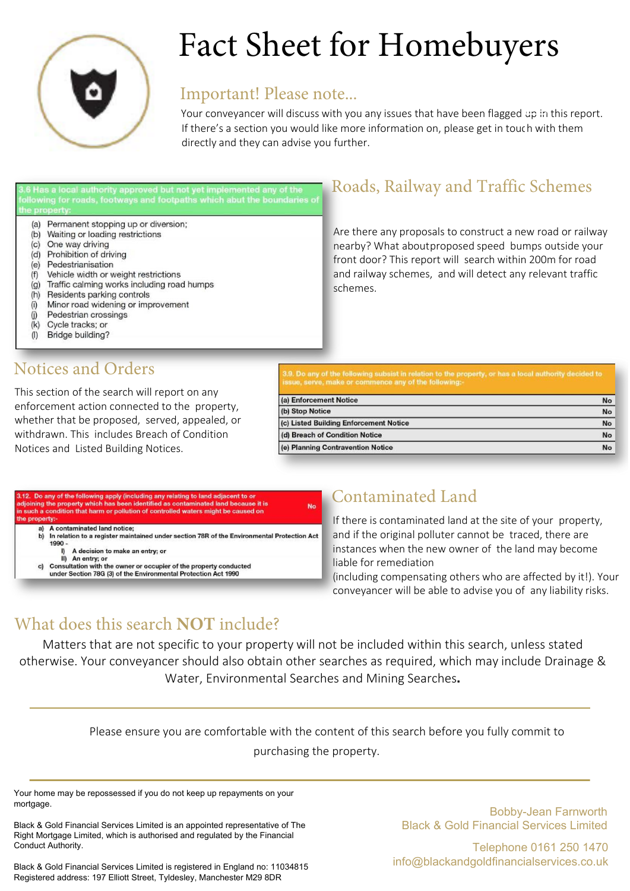# Fact Sheet for Homebuyers

## Important! Please note...

Your conveyancer will discuss with you any issues that have been flagged up in this report. If there's a section you would like more information on, please get in touch with them directly and they can advise you further.

**3.6 Has a local authority approved but not yet implemented any of the following for roads, footways and footpaths which abut the boundaries of the property:**

- (a) Permanent stopping up or diversion;
- (b) Waiting or loading restrictions
- (c) One way driving
- (d) Prohibition of driving
- (e) Pedestrianisation
- (f) Vehicle width or weight restrictions
- (g) Traffic calming works including road humps
- (h) Residents parking controls
- (i) Minor road widening or improvement
- (j) Pedestrian crossings
- (k) Cycle tracks; or
- (l) Bridge building?

## Roads, Railway and Traffic Schemes

Are there any proposals to construct a new road or railway nearby? What aboutproposed speed bumps outside your front door? This report will search within 200m for road and railway schemes, and will detect any relevant traffic schemes.

## Notices and Orders

This section of the search will report on any enforcement action connected to the property, whether that be proposed, served, appealed, or withdrawn. This includes Breach of Condition Notices and Listed Building Notices.

**3.9. Do any of the following subsist in relation to the property, or has a local authority decided to issue, serve, make or commence any of the following:-**

| | |
|---|---|
| (a) Enforcement Notice | No |
| (b) Stop Notice | No |
| (c) Listed Building Enforcement Notice | No |
| (d) Breach of Condition Notice | No |
| (e) Planning Contravention Notice | No |

**3.12. Do any of the following apply (including any relating to land adjacent to or adjoining the property which has been identified as contaminated land because it is in such a condition that harm or pollution of controlled waters might be caused on the property:-** **No**

- a) A contaminated land notice;
- b) In relation to a register maintained under section 78R of the Environmental Protection Act 1990 -
  - I) A decision to make an entry; or
  - II) An entry; or
- c) Consultation with the owner or occupier of the property conducted under Section 78G (3) of the Environmental Protection Act 1990

## Contaminated Land

If there is contaminated land at the site of your property, and if the original polluter cannot be traced, there are instances when the new owner of the land may become liable for remediation (including compensating others who are affected by it!). Your conveyancer will be able to advise you of any liability risks.

## What does this search **NOT** include?

Matters that are not specific to your property will not be included within this search, unless stated otherwise. Your conveyancer should also obtain other searches as required, which may include Drainage & Water, Environmental Searches and Mining Searches**.**

---

Please ensure you are comfortable with the content of this search before you fully commit to purchasing the property.

---

Your home may be repossessed if you do not keep up repayments on your mortgage.

Black & Gold Financial Services Limited is an appointed representative of The Right Mortgage Limited, which is authorised and regulated by the Financial Conduct Authority.

Black & Gold Financial Services Limited is registered in England no: 11034815
Registered address: 197 Elliott Street, Tyldesley, Manchester M29 8DR

Bobby-Jean Farnworth
Black & Gold Financial Services Limited

Telephone 0161 250 1470
info@blackandgoldfinancialservices.co.uk